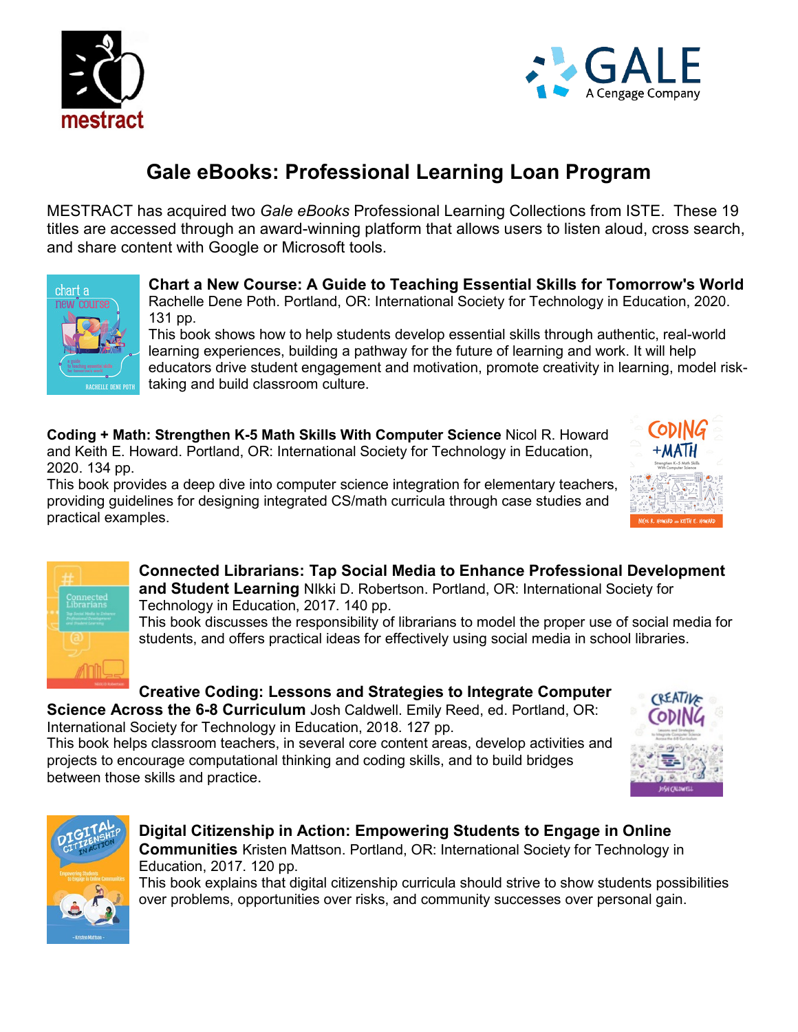# Gale eBooks: Professional Learning Loan Program

MESTRACT has acquired two *Gale eBooks* Professional Learning Collections from ISTE. These 19 titles are accessed through an award-winning platform that allows users to listen aloud, cross search, and share content with Google or Microsoft tools.

**Chart a New Course: A Guide to Teaching Essential Skills for Tomorrow's World** Rachelle Dene Poth. Portland, OR: International Society for Technology in Education, 2020. 131 pp.
This book shows how to help students develop essential skills through authentic, real-world learning experiences, building a pathway for the future of learning and work. It will help educators drive student engagement and motivation, promote creativity in learning, model risk-taking and build classroom culture.

**Coding + Math: Strengthen K-5 Math Skills With Computer Science** Nicol R. Howard and Keith E. Howard. Portland, OR: International Society for Technology in Education, 2020. 134 pp.
This book provides a deep dive into computer science integration for elementary teachers, providing guidelines for designing integrated CS/math curricula through case studies and practical examples.

**Connected Librarians: Tap Social Media to Enhance Professional Development and Student Learning** NIkki D. Robertson. Portland, OR: International Society for Technology in Education, 2017. 140 pp.
This book discusses the responsibility of librarians to model the proper use of social media for students, and offers practical ideas for effectively using social media in school libraries.

**Creative Coding: Lessons and Strategies to Integrate Computer Science Across the 6-8 Curriculum** Josh Caldwell. Emily Reed, ed. Portland, OR: International Society for Technology in Education, 2018. 127 pp.
This book helps classroom teachers, in several core content areas, develop activities and projects to encourage computational thinking and coding skills, and to build bridges between those skills and practice.

**Digital Citizenship in Action: Empowering Students to Engage in Online Communities** Kristen Mattson. Portland, OR: International Society for Technology in Education, 2017. 120 pp.
This book explains that digital citizenship curricula should strive to show students possibilities over problems, opportunities over risks, and community successes over personal gain.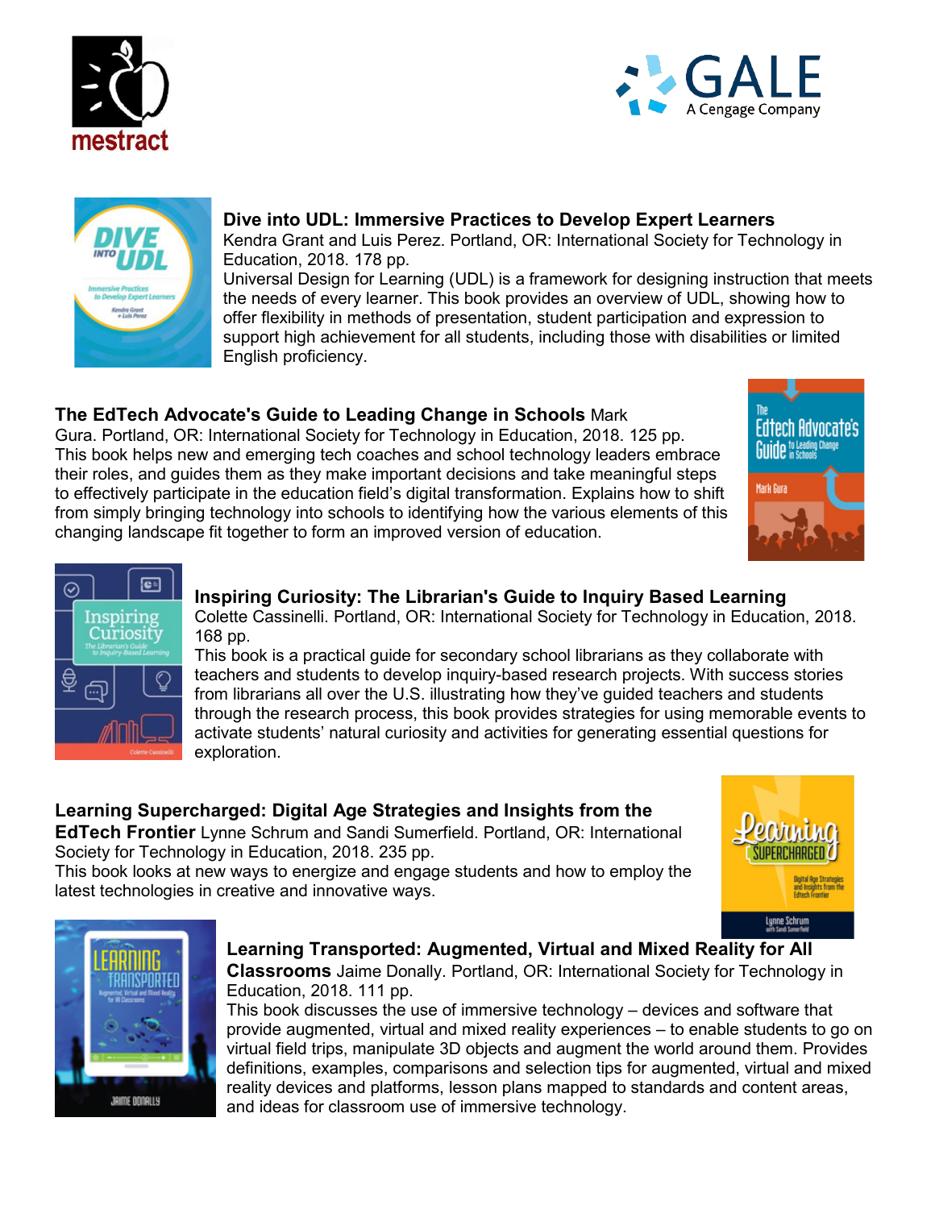**Dive into UDL: Immersive Practices to Develop Expert Learners**
Kendra Grant and Luis Perez. Portland, OR: International Society for Technology in Education, 2018. 178 pp.
Universal Design for Learning (UDL) is a framework for designing instruction that meets the needs of every learner. This book provides an overview of UDL, showing how to offer flexibility in methods of presentation, student participation and expression to support high achievement for all students, including those with disabilities or limited English proficiency.

**The EdTech Advocate's Guide to Leading Change in Schools** Mark Gura. Portland, OR: International Society for Technology in Education, 2018. 125 pp.
This book helps new and emerging tech coaches and school technology leaders embrace their roles, and guides them as they make important decisions and take meaningful steps to effectively participate in the education field's digital transformation. Explains how to shift from simply bringing technology into schools to identifying how the various elements of this changing landscape fit together to form an improved version of education.

**Inspiring Curiosity: The Librarian's Guide to Inquiry Based Learning**
Colette Cassinelli. Portland, OR: International Society for Technology in Education, 2018. 168 pp.
This book is a practical guide for secondary school librarians as they collaborate with teachers and students to develop inquiry-based research projects. With success stories from librarians all over the U.S. illustrating how they've guided teachers and students through the research process, this book provides strategies for using memorable events to activate students' natural curiosity and activities for generating essential questions for exploration.

**Learning Supercharged: Digital Age Strategies and Insights from the EdTech Frontier** Lynne Schrum and Sandi Sumerfield. Portland, OR: International Society for Technology in Education, 2018. 235 pp.
This book looks at new ways to energize and engage students and how to employ the latest technologies in creative and innovative ways.

**Learning Transported: Augmented, Virtual and Mixed Reality for All Classrooms** Jaime Donally. Portland, OR: International Society for Technology in Education, 2018. 111 pp.
This book discusses the use of immersive technology – devices and software that provide augmented, virtual and mixed reality experiences – to enable students to go on virtual field trips, manipulate 3D objects and augment the world around them. Provides definitions, examples, comparisons and selection tips for augmented, virtual and mixed reality devices and platforms, lesson plans mapped to standards and content areas, and ideas for classroom use of immersive technology.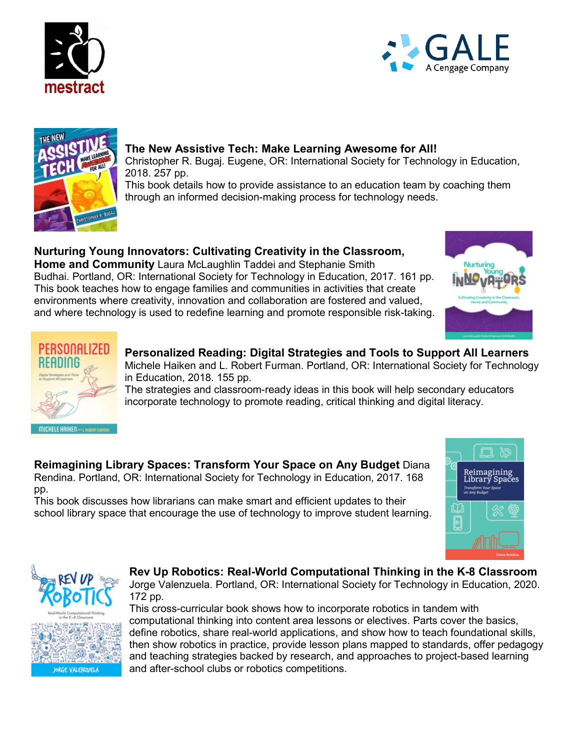**The New Assistive Tech: Make Learning Awesome for All!**
Christopher R. Bugaj. Eugene, OR: International Society for Technology in Education, 2018. 257 pp.
This book details how to provide assistance to an education team by coaching them through an informed decision-making process for technology needs.

**Nurturing Young Innovators: Cultivating Creativity in the Classroom, Home and Community** Laura McLaughlin Taddei and Stephanie Smith Budhai. Portland, OR: International Society for Technology in Education, 2017. 161 pp.
This book teaches how to engage families and communities in activities that create environments where creativity, innovation and collaboration are fostered and valued, and where technology is used to redefine learning and promote responsible risk-taking.

**Personalized Reading: Digital Strategies and Tools to Support All Learners**
Michele Haiken and L. Robert Furman. Portland, OR: International Society for Technology in Education, 2018. 155 pp.
The strategies and classroom-ready ideas in this book will help secondary educators incorporate technology to promote reading, critical thinking and digital literacy.

**Reimagining Library Spaces: Transform Your Space on Any Budget** Diana Rendina. Portland, OR: International Society for Technology in Education, 2017. 168 pp.
This book discusses how librarians can make smart and efficient updates to their school library space that encourage the use of technology to improve student learning.

**Rev Up Robotics: Real-World Computational Thinking in the K-8 Classroom**
Jorge Valenzuela. Portland, OR: International Society for Technology in Education, 2020. 172 pp.
This cross-curricular book shows how to incorporate robotics in tandem with computational thinking into content area lessons or electives. Parts cover the basics, define robotics, share real-world applications, and show how to teach foundational skills, then show robotics in practice, provide lesson plans mapped to standards, offer pedagogy and teaching strategies backed by research, and approaches to project-based learning and after-school clubs or robotics competitions.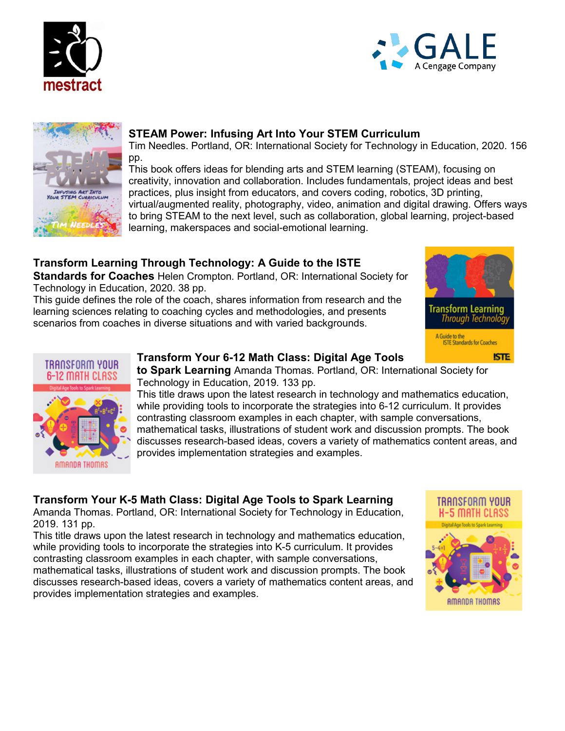### STEAM Power: Infusing Art Into Your STEM Curriculum

Tim Needles. Portland, OR: International Society for Technology in Education, 2020. 156 pp.

This book offers ideas for blending arts and STEM learning (STEAM), focusing on creativity, innovation and collaboration. Includes fundamentals, project ideas and best practices, plus insight from educators, and covers coding, robotics, 3D printing, virtual/augmented reality, photography, video, animation and digital drawing. Offers ways to bring STEAM to the next level, such as collaboration, global learning, project-based learning, makerspaces and social-emotional learning.

### Transform Learning Through Technology: A Guide to the ISTE Standards for Coaches

Helen Crompton. Portland, OR: International Society for Technology in Education, 2020. 38 pp.

This guide defines the role of the coach, shares information from research and the learning sciences relating to coaching cycles and methodologies, and presents scenarios from coaches in diverse situations and with varied backgrounds.

### Transform Your 6-12 Math Class: Digital Age Tools to Spark Learning

Amanda Thomas. Portland, OR: International Society for Technology in Education, 2019. 133 pp.

This title draws upon the latest research in technology and mathematics education, while providing tools to incorporate the strategies into 6-12 curriculum. It provides contrasting classroom examples in each chapter, with sample conversations, mathematical tasks, illustrations of student work and discussion prompts. The book discusses research-based ideas, covers a variety of mathematics content areas, and provides implementation strategies and examples.

### Transform Your K-5 Math Class: Digital Age Tools to Spark Learning

Amanda Thomas. Portland, OR: International Society for Technology in Education, 2019. 131 pp.

This title draws upon the latest research in technology and mathematics education, while providing tools to incorporate the strategies into K-5 curriculum. It provides contrasting classroom examples in each chapter, with sample conversations, mathematical tasks, illustrations of student work and discussion prompts. The book discusses research-based ideas, covers a variety of mathematics content areas, and provides implementation strategies and examples.